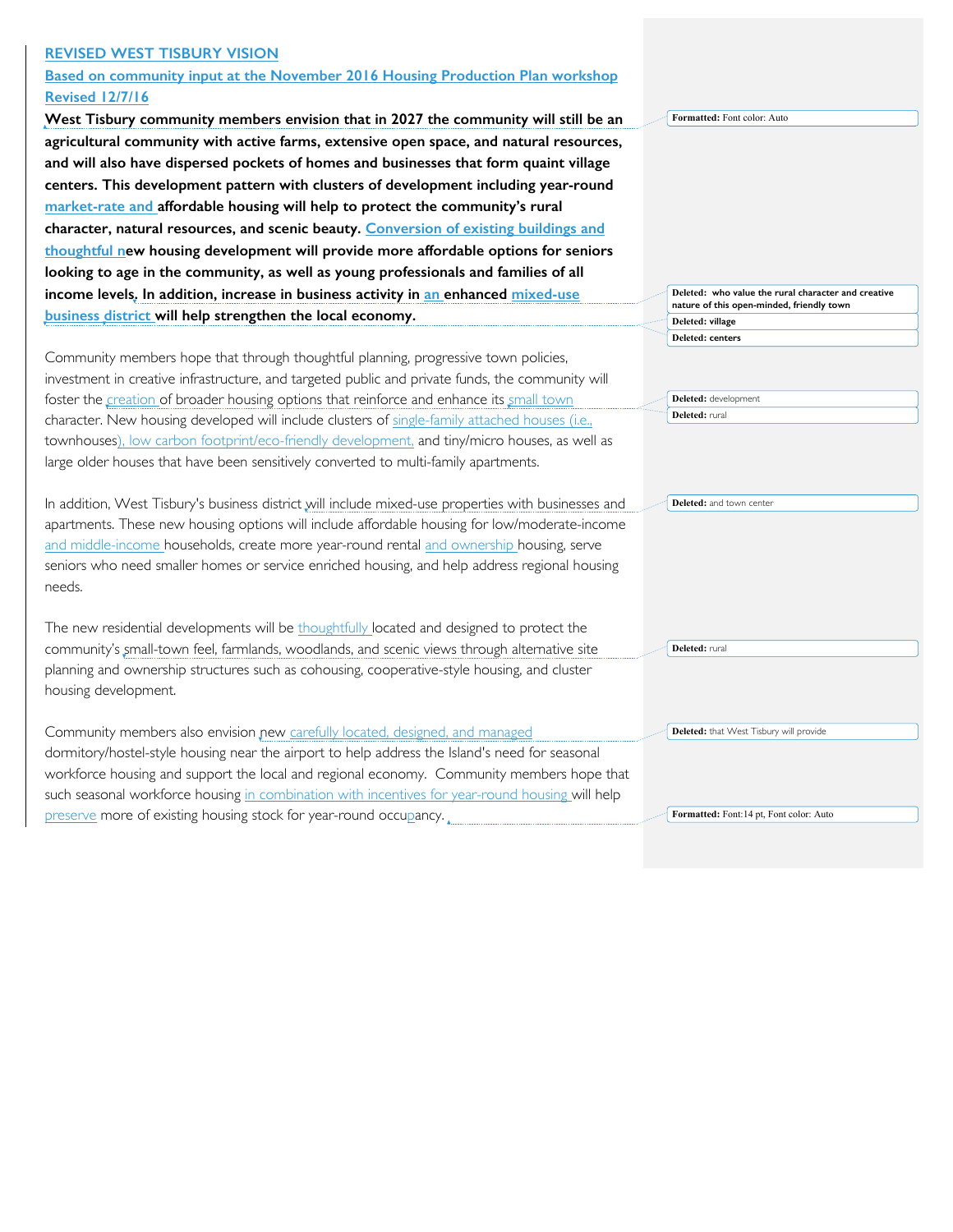**REVISED WEST TISBURY VISION**

**Based on community input at the November 2016 Housing Production Plan workshop**

**Revised 12/7/16**

**West Tisbury community members envision that in 2027 the community will still be an agricultural community with active farms, extensive open space, and natural resources, and will also have dispersed pockets of homes and businesses that form quaint village centers. This development pattern with clusters of development including year-round market-rate and affordable housing will help to protect the community's rural character, natural resources, and scenic beauty. Conversion of existing buildings and thoughtful new housing development will provide more affordable options for seniors looking to age in the community, as well as young professionals and families of all income levels. In addition, increase in business activity in an enhanced mixed-use business district will help strengthen the local economy.**

Community members hope that through thoughtful planning, progressive town policies, investment in creative infrastructure, and targeted public and private funds, the community will foster the creation of broader housing options that reinforce and enhance its small town character. New housing developed will include clusters of single-family attached houses (i.e., townhouses), low carbon footprint/eco-friendly development, and tiny/micro houses, as well as large older houses that have been sensitively converted to multi-family apartments.

In addition, West Tisbury's business district will include mixed-use properties with businesses and apartments. These new housing options will include affordable housing for low/moderate-income and middle-income households, create more year-round rental and ownership housing, serve seniors who need smaller homes or service enriched housing, and help address regional housing needs.

The new residential developments will be thoughtfully located and designed to protect the community's small-town feel, farmlands, woodlands, and scenic views through alternative site planning and ownership structures such as cohousing, cooperative-style housing, and cluster housing development.

Community members also envision new carefully located, designed, and managed dormitory/hostel-style housing near the airport to help address the Island's need for seasonal workforce housing and support the local and regional economy. Community members hope that such seasonal workforce housing in combination with incentives for year-round housing will help preserve more of existing housing stock for year-round occupancy.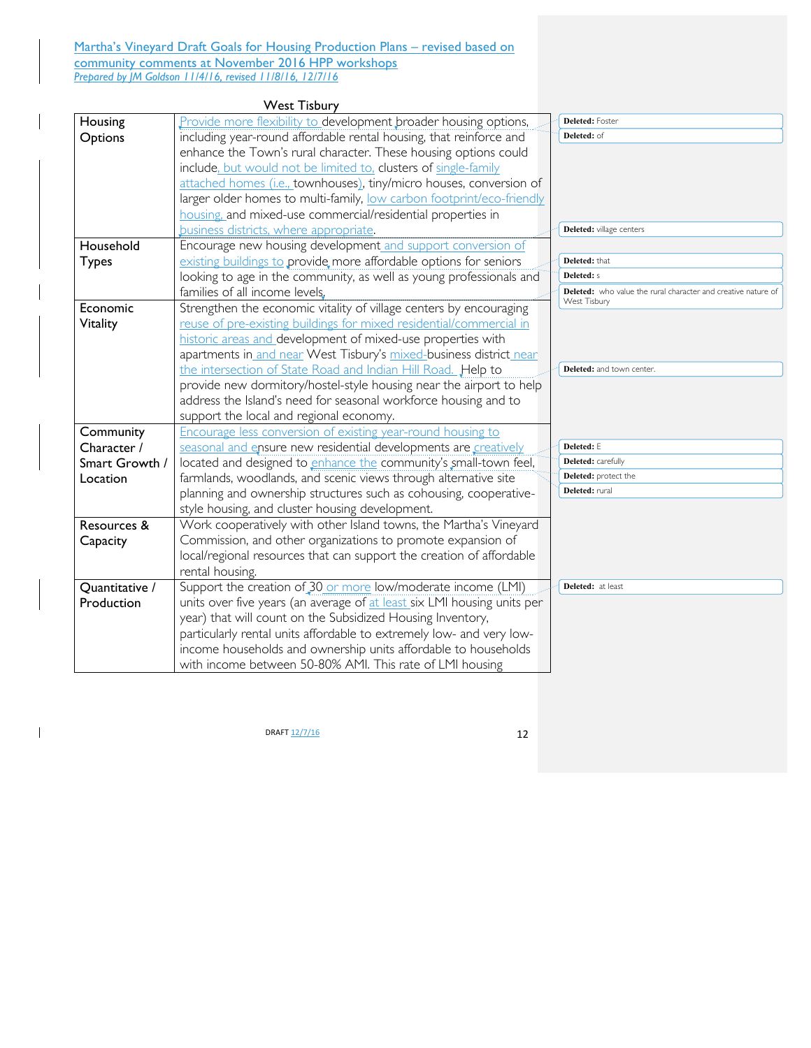Martha's Vineyard Draft Goals for Housing Production Plans – revised based on community comments at November 2016 HPP workshops

*Prepared by JM Goldson 11/4/16, revised 11/8/16, 12/7/16*

## West Tisbury

| | |
|---|---|
| Housing Options | Provide more flexibility to development broader housing options, including year-round affordable rental housing, that reinforce and enhance the Town's rural character. These housing options could include, but would not be limited to, clusters of single-family attached homes (i.e., townhouses), tiny/micro houses, conversion of larger older homes to multi-family, low carbon footprint/eco-friendly housing, and mixed-use commercial/residential properties in business districts, where appropriate. |
| Household Types | Encourage new housing development and support conversion of existing buildings to provide more affordable options for seniors looking to age in the community, as well as young professionals and families of all income levels. |
| Economic Vitality | Strengthen the economic vitality of village centers by encouraging reuse of pre-existing buildings for mixed residential/commercial in historic areas and development of mixed-use properties with apartments in and near West Tisbury's mixed-business district near the intersection of State Road and Indian Hill Road. Help to provide new dormitory/hostel-style housing near the airport to help address the Island's need for seasonal workforce housing and to support the local and regional economy. |
| Community Character / Smart Growth / Location | Encourage less conversion of existing year-round housing to seasonal and ensure new residential developments are creatively located and designed to enhance the community's small-town feel, farmlands, woodlands, and scenic views through alternative site planning and ownership structures such as cohousing, cooperative-style housing, and cluster housing development. |
| Resources & Capacity | Work cooperatively with other Island towns, the Martha's Vineyard Commission, and other organizations to promote expansion of local/regional resources that can support the creation of affordable rental housing. |
| Quantitative / Production | Support the creation of 30 or more low/moderate income (LMI) units over five years (an average of at least six LMI housing units per year) that will count on the Subsidized Housing Inventory, particularly rental units affordable to extremely low- and very low-income households and ownership units affordable to households with income between 50-80% AMI. This rate of LMI housing |

Deleted: Foster
Deleted: of
Deleted: village centers
Deleted: that
Deleted: s
Deleted: who value the rural character and creative nature of West Tisbury
Deleted: and town center.
Deleted: E
Deleted: carefully
Deleted: protect the
Deleted: rural
Deleted: at least

DRAFT 12/7/16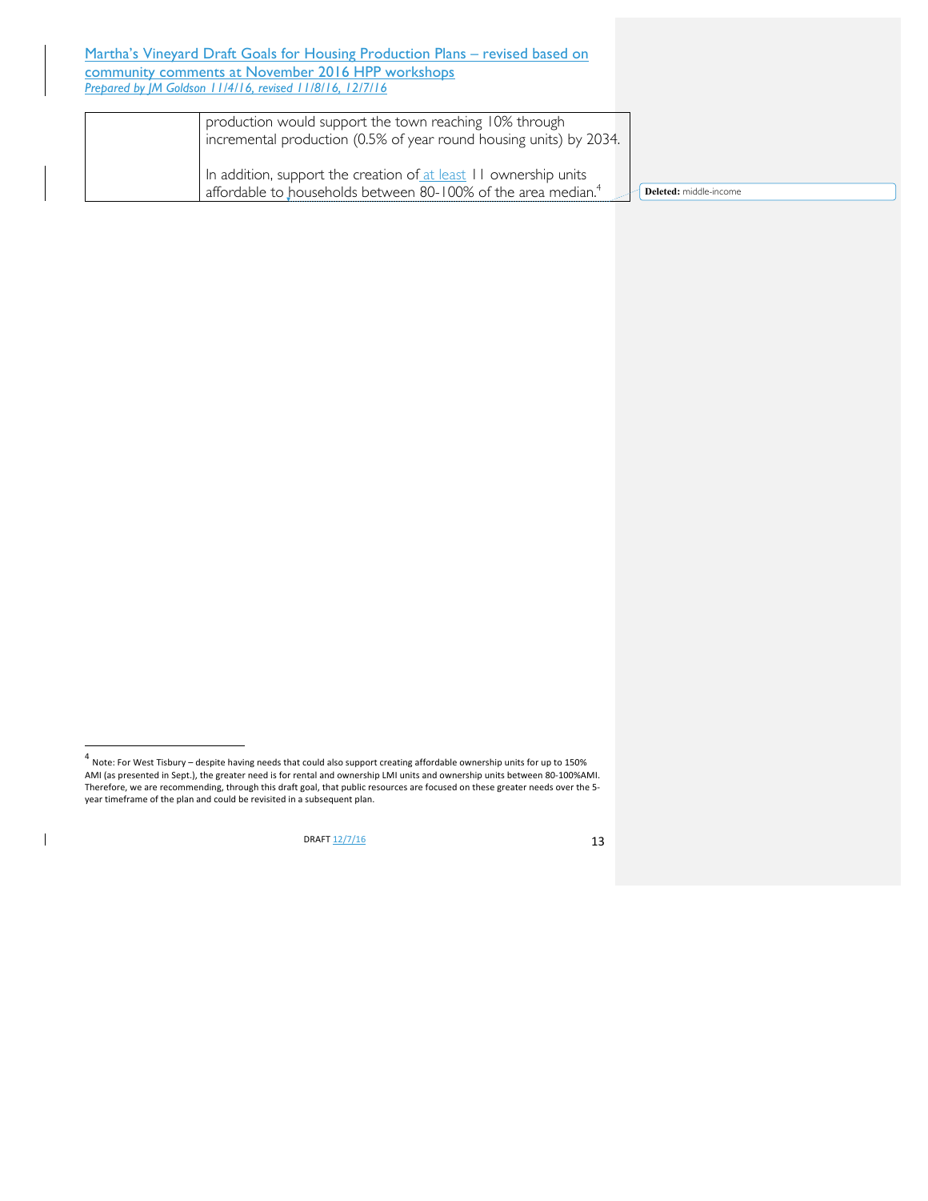| | |
|---|---|
| | production would support the town reaching 10% through incremental production (0.5% of year round housing units) by 2034.<br><br>In addition, support the creation of at least 11 ownership units affordable to households between 80-100% of the area median.[4] |

Deleted: middle-income

[4] Note: For West Tisbury – despite having needs that could also support creating affordable ownership units for up to 150% AMI (as presented in Sept.), the greater need is for rental and ownership LMI units and ownership units between 80-100%AMI. Therefore, we are recommending, through this draft goal, that public resources are focused on these greater needs over the 5-year timeframe of the plan and could be revisited in a subsequent plan.